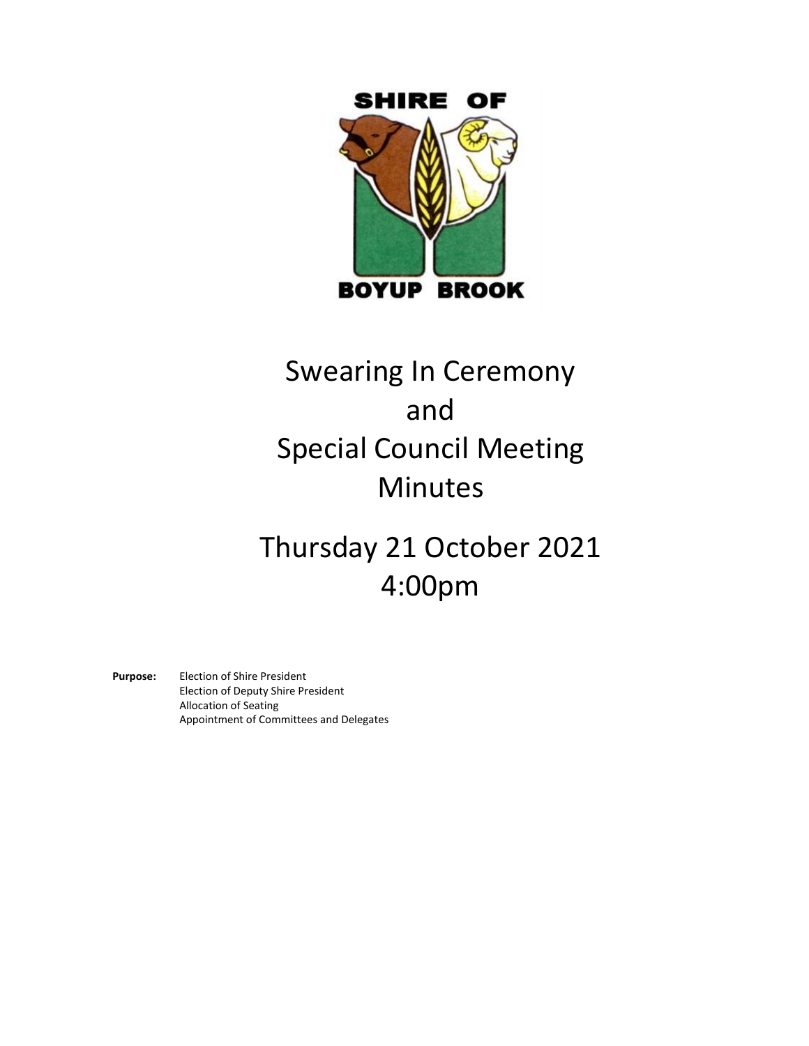SHIRE OF

BOYUP BROOK

# Swearing In Ceremony and Special Council Meeting Minutes

# Thursday 21 October 2021 4:00pm

**Purpose:** Election of Shire President
Election of Deputy Shire President
Allocation of Seating
Appointment of Committees and Delegates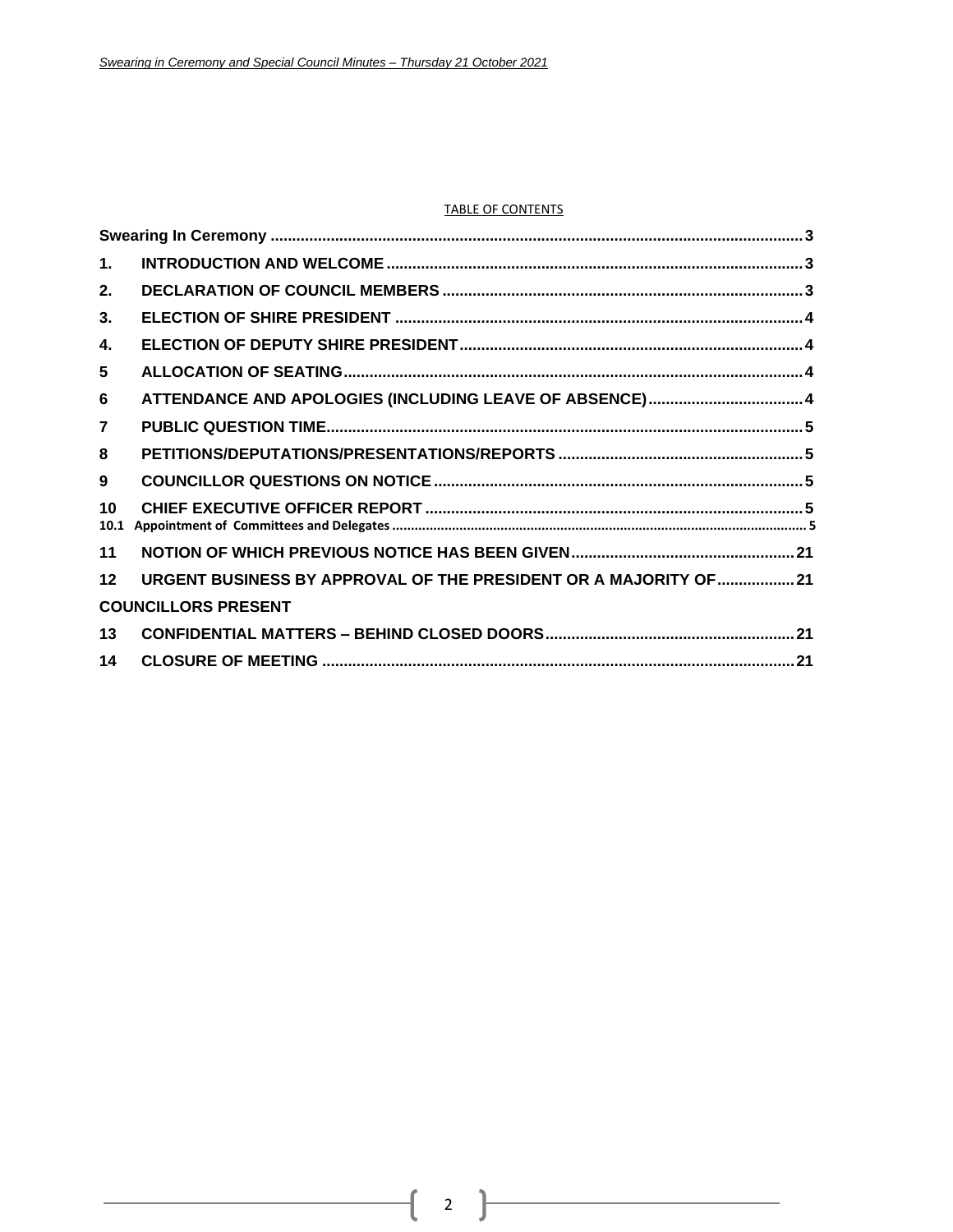TABLE OF CONTENTS

| | | |
|---|---|---|
| **Swearing In Ceremony** | | **3** |
| **1.** | **INTRODUCTION AND WELCOME** | **3** |
| **2.** | **DECLARATION OF COUNCIL MEMBERS** | **3** |
| **3.** | **ELECTION OF SHIRE PRESIDENT** | **4** |
| **4.** | **ELECTION OF DEPUTY SHIRE PRESIDENT** | **4** |
| **5** | **ALLOCATION OF SEATING** | **4** |
| **6** | **ATTENDANCE AND APOLOGIES (INCLUDING LEAVE OF ABSENCE)** | **4** |
| **7** | **PUBLIC QUESTION TIME** | **5** |
| **8** | **PETITIONS/DEPUTATIONS/PRESENTATIONS/REPORTS** | **5** |
| **9** | **COUNCILLOR QUESTIONS ON NOTICE** | **5** |
| **10** | **CHIEF EXECUTIVE OFFICER REPORT** | **5** |
| **10.1** | **Appointment of Committees and Delegates** | **5** |
| **11** | **NOTION OF WHICH PREVIOUS NOTICE HAS BEEN GIVEN** | **21** |
| **12** | **URGENT BUSINESS BY APPROVAL OF THE PRESIDENT OR A MAJORITY OF COUNCILLORS PRESENT** | **21** |
| **13** | **CONFIDENTIAL MATTERS – BEHIND CLOSED DOORS** | **21** |
| **14** | **CLOSURE OF MEETING** | **21** |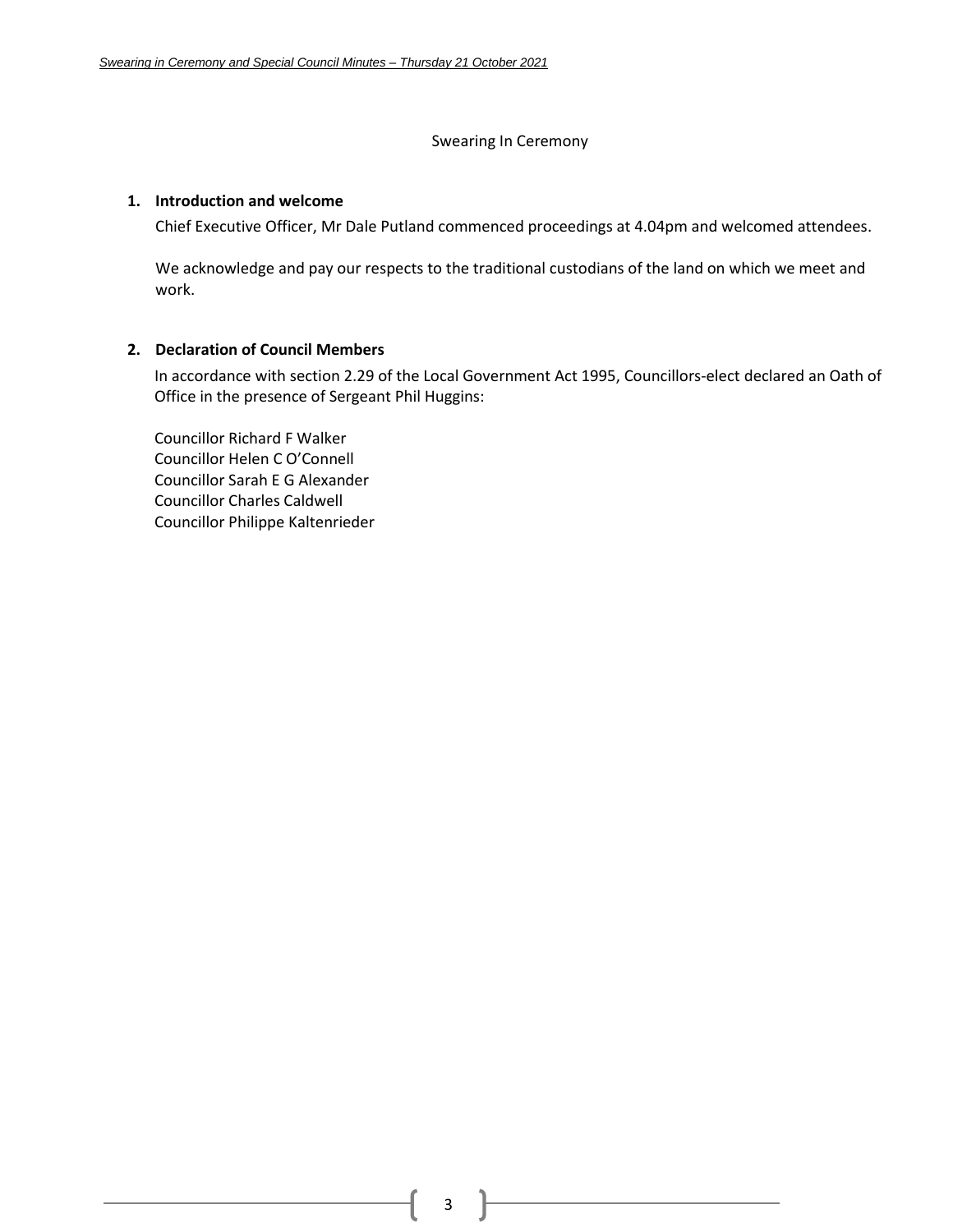## Swearing In Ceremony

### 1. Introduction and welcome

Chief Executive Officer, Mr Dale Putland commenced proceedings at 4.04pm and welcomed attendees.

We acknowledge and pay our respects to the traditional custodians of the land on which we meet and work.

### 2. Declaration of Council Members

In accordance with section 2.29 of the Local Government Act 1995, Councillors-elect declared an Oath of Office in the presence of Sergeant Phil Huggins:

Councillor Richard F Walker
Councillor Helen C O'Connell
Councillor Sarah E G Alexander
Councillor Charles Caldwell
Councillor Philippe Kaltenrieder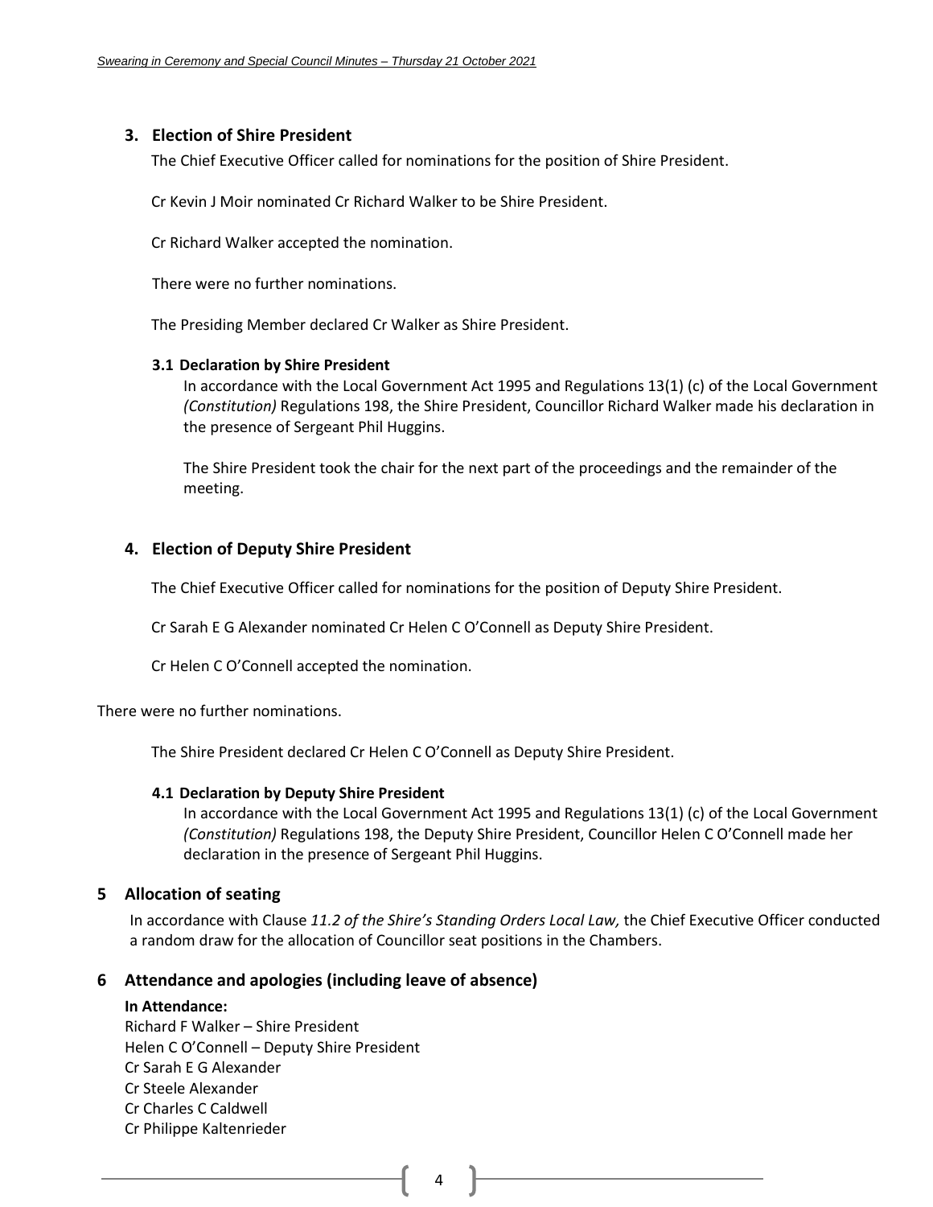## 3. Election of Shire President

The Chief Executive Officer called for nominations for the position of Shire President.

Cr Kevin J Moir nominated Cr Richard Walker to be Shire President.

Cr Richard Walker accepted the nomination.

There were no further nominations.

The Presiding Member declared Cr Walker as Shire President.

### 3.1 Declaration by Shire President

In accordance with the Local Government Act 1995 and Regulations 13(1) (c) of the Local Government *(Constitution)* Regulations 198, the Shire President, Councillor Richard Walker made his declaration in the presence of Sergeant Phil Huggins.

The Shire President took the chair for the next part of the proceedings and the remainder of the meeting.

## 4. Election of Deputy Shire President

The Chief Executive Officer called for nominations for the position of Deputy Shire President.

Cr Sarah E G Alexander nominated Cr Helen C O'Connell as Deputy Shire President.

Cr Helen C O'Connell accepted the nomination.

There were no further nominations.

The Shire President declared Cr Helen C O'Connell as Deputy Shire President.

### 4.1 Declaration by Deputy Shire President

In accordance with the Local Government Act 1995 and Regulations 13(1) (c) of the Local Government *(Constitution)* Regulations 198, the Deputy Shire President, Councillor Helen C O'Connell made her declaration in the presence of Sergeant Phil Huggins.

## 5 Allocation of seating

In accordance with Clause *11.2 of the Shire's Standing Orders Local Law,* the Chief Executive Officer conducted a random draw for the allocation of Councillor seat positions in the Chambers.

## 6 Attendance and apologies (including leave of absence)

**In Attendance:**

Richard F Walker – Shire President
Helen C O'Connell – Deputy Shire President
Cr Sarah E G Alexander
Cr Steele Alexander
Cr Charles C Caldwell
Cr Philippe Kaltenrieder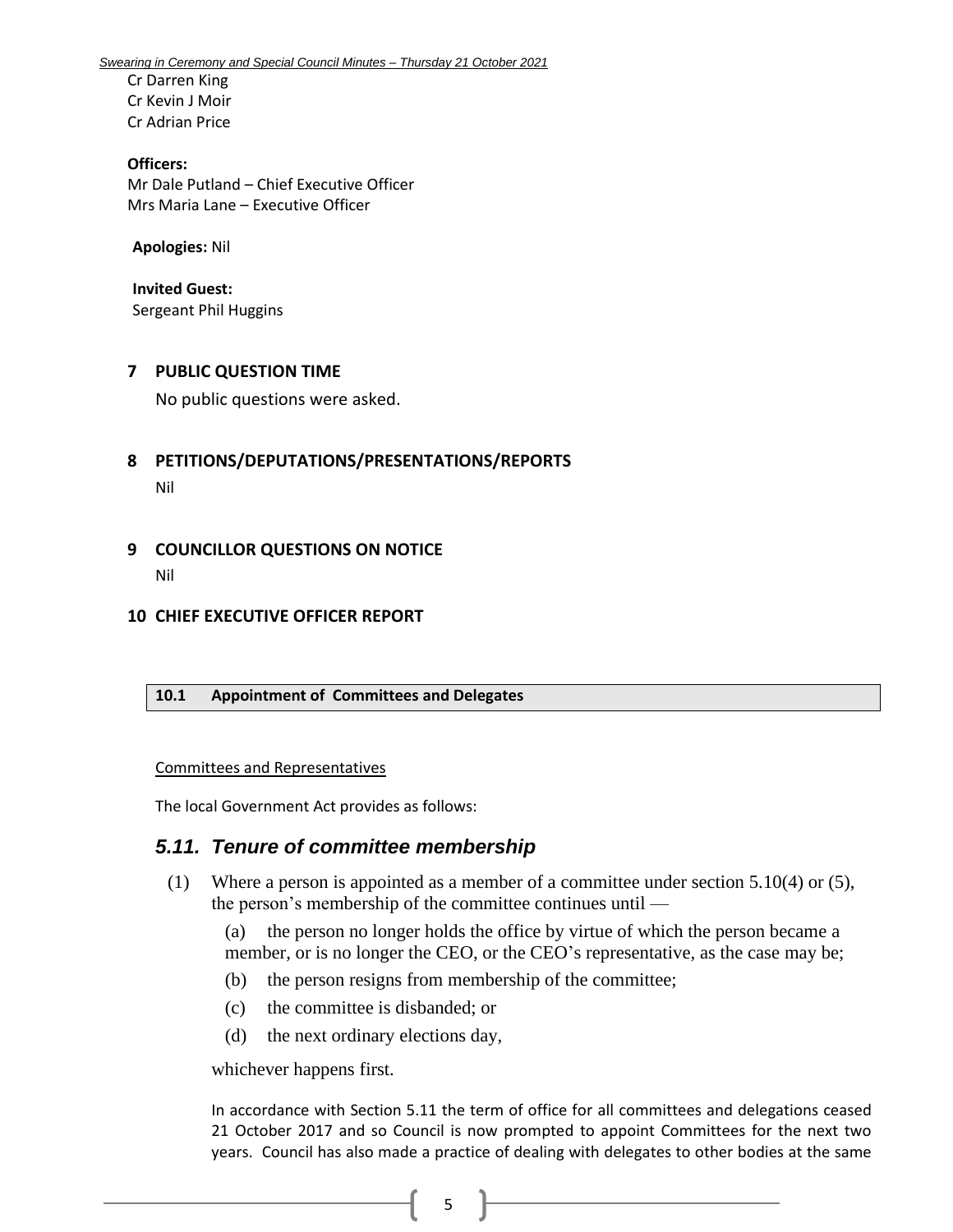Cr Darren King
Cr Kevin J Moir
Cr Adrian Price

**Officers:**
Mr Dale Putland – Chief Executive Officer
Mrs Maria Lane – Executive Officer

**Apologies:** Nil

**Invited Guest:**
Sergeant Phil Huggins

## 7 PUBLIC QUESTION TIME

No public questions were asked.

## 8 PETITIONS/DEPUTATIONS/PRESENTATIONS/REPORTS

Nil

## 9 COUNCILLOR QUESTIONS ON NOTICE

Nil

## 10 CHIEF EXECUTIVE OFFICER REPORT

| 10.1 | Appointment of Committees and Delegates |
|---|---|

Committees and Representatives

The local Government Act provides as follows:

### *5.11. Tenure of committee membership*

(1) Where a person is appointed as a member of a committee under section 5.10(4) or (5), the person's membership of the committee continues until —

(a) the person no longer holds the office by virtue of which the person became a member, or is no longer the CEO, or the CEO's representative, as the case may be;

(b) the person resigns from membership of the committee;

(c) the committee is disbanded; or

(d) the next ordinary elections day,

whichever happens first.

In accordance with Section 5.11 the term of office for all committees and delegations ceased 21 October 2017 and so Council is now prompted to appoint Committees for the next two years. Council has also made a practice of dealing with delegates to other bodies at the same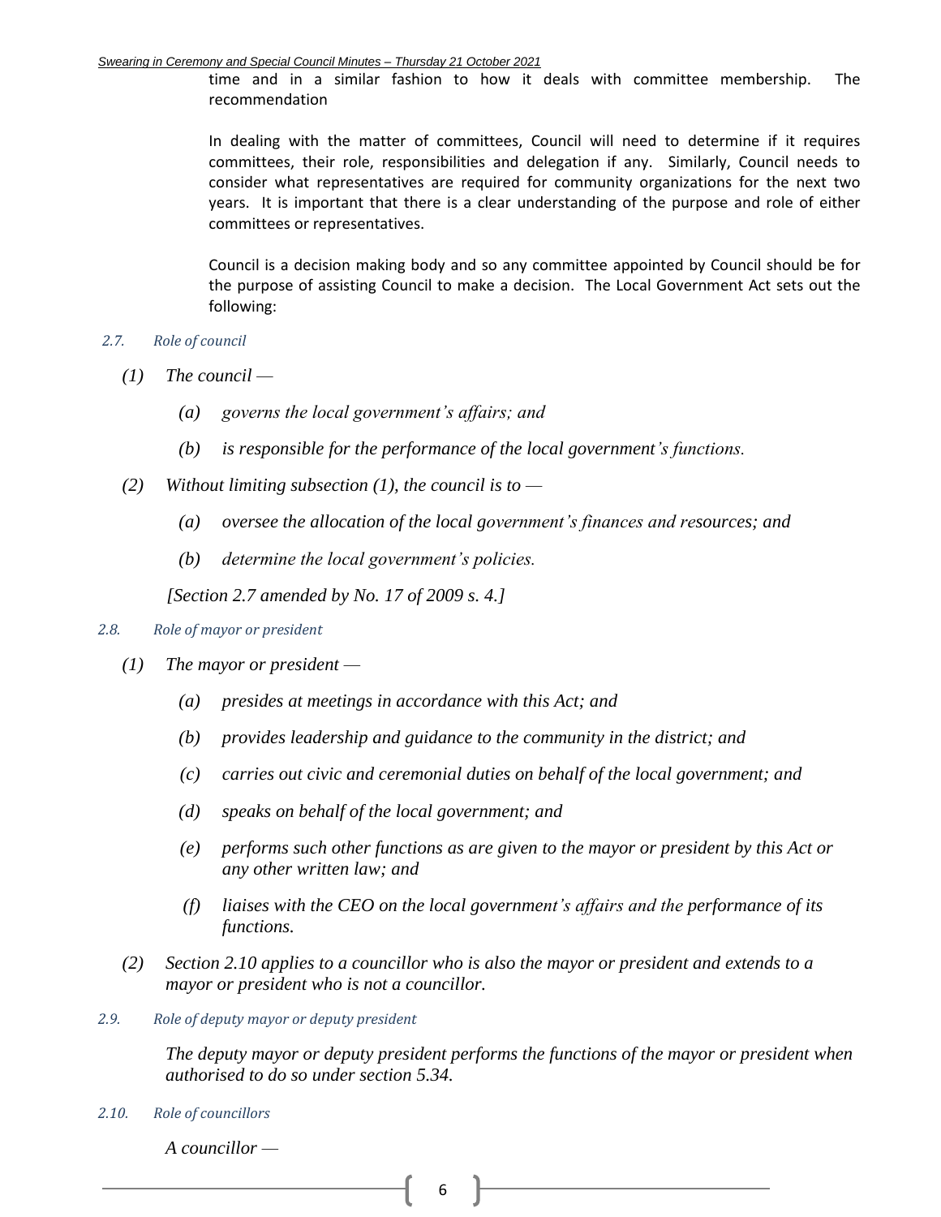time and in a similar fashion to how it deals with committee membership. The recommendation

In dealing with the matter of committees, Council will need to determine if it requires committees, their role, responsibilities and delegation if any. Similarly, Council needs to consider what representatives are required for community organizations for the next two years. It is important that there is a clear understanding of the purpose and role of either committees or representatives.

Council is a decision making body and so any committee appointed by Council should be for the purpose of assisting Council to make a decision. The Local Government Act sets out the following:

*2.7. Role of council*

*(1) The council —*

*(a) governs the local government's affairs; and*

*(b) is responsible for the performance of the local government's functions.*

*(2) Without limiting subsection (1), the council is to —*

*(a) oversee the allocation of the local government's finances and resources; and*

*(b) determine the local government's policies.*

*[Section 2.7 amended by No. 17 of 2009 s. 4.]*

*2.8. Role of mayor or president*

*(1) The mayor or president —*

*(a) presides at meetings in accordance with this Act; and*

*(b) provides leadership and guidance to the community in the district; and*

*(c) carries out civic and ceremonial duties on behalf of the local government; and*

*(d) speaks on behalf of the local government; and*

*(e) performs such other functions as are given to the mayor or president by this Act or any other written law; and*

*(f) liaises with the CEO on the local government's affairs and the performance of its functions.*

*(2) Section 2.10 applies to a councillor who is also the mayor or president and extends to a mayor or president who is not a councillor.*

*2.9. Role of deputy mayor or deputy president*

*The deputy mayor or deputy president performs the functions of the mayor or president when authorised to do so under section 5.34.*

*2.10. Role of councillors*

*A councillor —*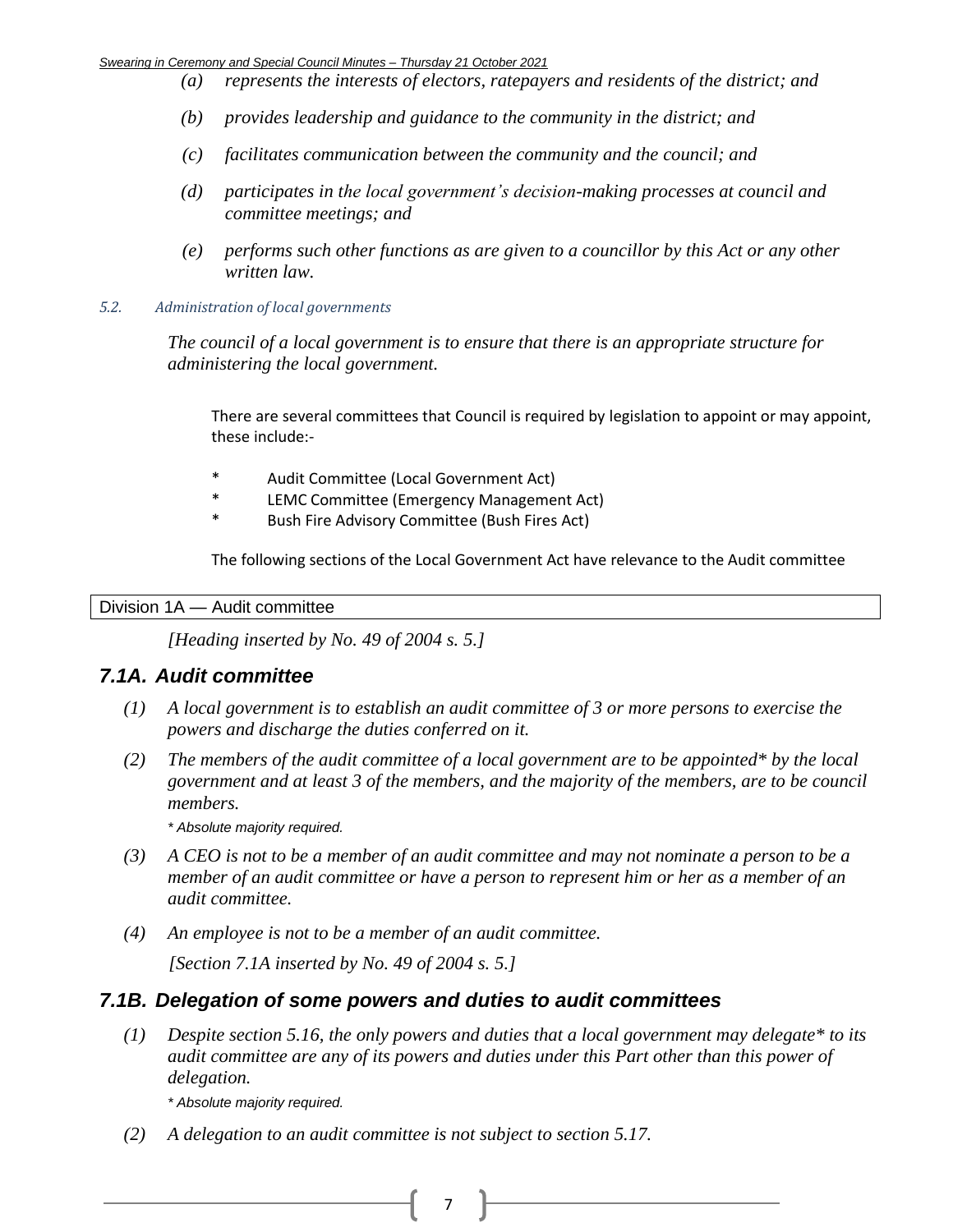*(a) represents the interests of electors, ratepayers and residents of the district; and*

*(b) provides leadership and guidance to the community in the district; and*

*(c) facilitates communication between the community and the council; and*

*(d) participates in the local government's decision-making processes at council and committee meetings; and*

*(e) performs such other functions as are given to a councillor by this Act or any other written law.*

*5.2. Administration of local governments*

*The council of a local government is to ensure that there is an appropriate structure for administering the local government.*

There are several committees that Council is required by legislation to appoint or may appoint, these include:-

- Audit Committee (Local Government Act)
- LEMC Committee (Emergency Management Act)
- Bush Fire Advisory Committee (Bush Fires Act)

The following sections of the Local Government Act have relevance to the Audit committee

Division 1A — Audit committee

*[Heading inserted by No. 49 of 2004 s. 5.]*

## *7.1A. Audit committee*

*(1) A local government is to establish an audit committee of 3 or more persons to exercise the powers and discharge the duties conferred on it.*

*(2) The members of the audit committee of a local government are to be appointed* by the local government and at least 3 of the members, and the majority of the members, are to be council members.*

*\* Absolute majority required.*

*(3) A CEO is not to be a member of an audit committee and may not nominate a person to be a member of an audit committee or have a person to represent him or her as a member of an audit committee.*

*(4) An employee is not to be a member of an audit committee.*

*[Section 7.1A inserted by No. 49 of 2004 s. 5.]*

## *7.1B. Delegation of some powers and duties to audit committees*

*(1) Despite section 5.16, the only powers and duties that a local government may delegate* to its audit committee are any of its powers and duties under this Part other than this power of delegation.*

*\* Absolute majority required.*

*(2) A delegation to an audit committee is not subject to section 5.17.*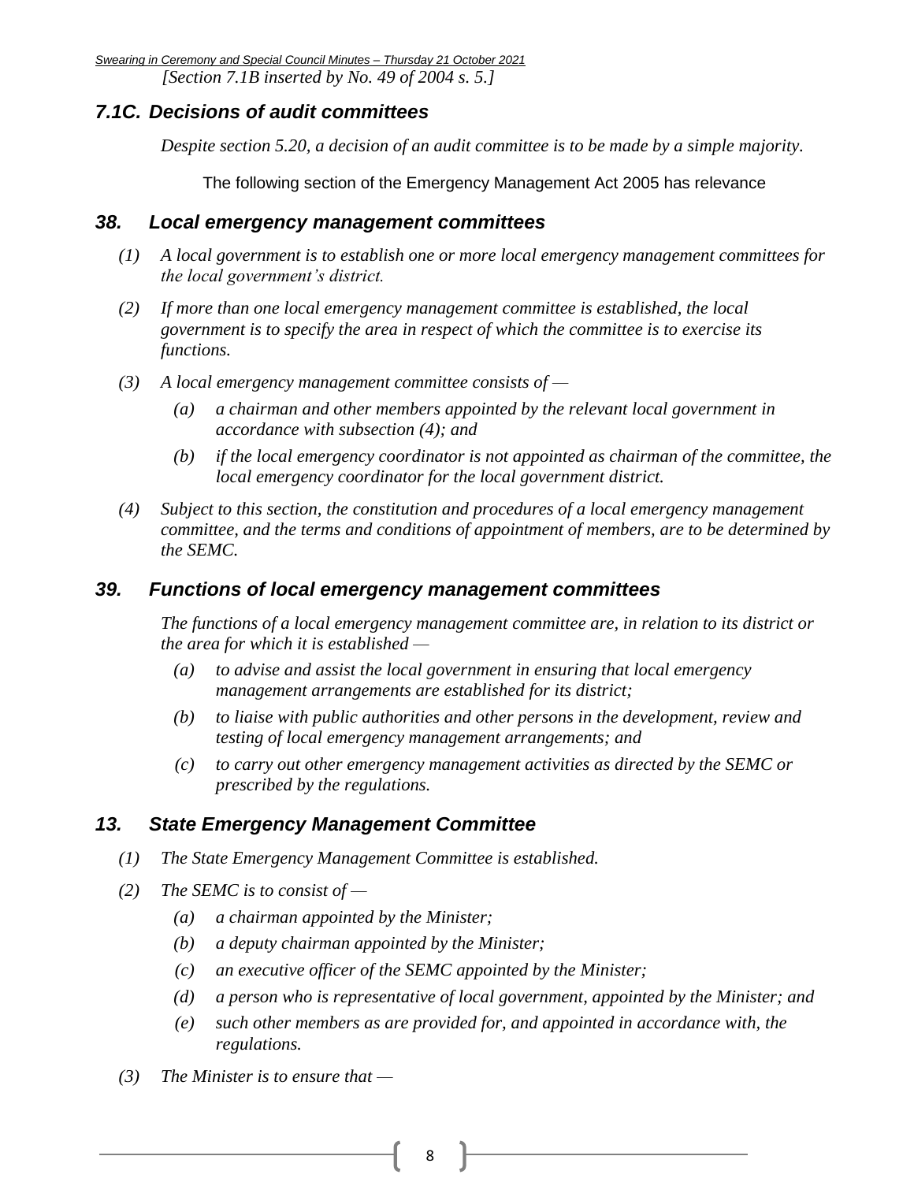*[Section 7.1B inserted by No. 49 of 2004 s. 5.]*

### *7.1C. Decisions of audit committees*

*Despite section 5.20, a decision of an audit committee is to be made by a simple majority.*

The following section of the Emergency Management Act 2005 has relevance

### *38. Local emergency management committees*

*(1) A local government is to establish one or more local emergency management committees for the local government's district.*

*(2) If more than one local emergency management committee is established, the local government is to specify the area in respect of which the committee is to exercise its functions.*

*(3) A local emergency management committee consists of —*

*(a) a chairman and other members appointed by the relevant local government in accordance with subsection (4); and*

*(b) if the local emergency coordinator is not appointed as chairman of the committee, the local emergency coordinator for the local government district.*

*(4) Subject to this section, the constitution and procedures of a local emergency management committee, and the terms and conditions of appointment of members, are to be determined by the SEMC.*

### *39. Functions of local emergency management committees*

*The functions of a local emergency management committee are, in relation to its district or the area for which it is established —*

*(a) to advise and assist the local government in ensuring that local emergency management arrangements are established for its district;*

*(b) to liaise with public authorities and other persons in the development, review and testing of local emergency management arrangements; and*

*(c) to carry out other emergency management activities as directed by the SEMC or prescribed by the regulations.*

### *13. State Emergency Management Committee*

*(1) The State Emergency Management Committee is established.*

*(2) The SEMC is to consist of —*

*(a) a chairman appointed by the Minister;*

*(b) a deputy chairman appointed by the Minister;*

*(c) an executive officer of the SEMC appointed by the Minister;*

*(d) a person who is representative of local government, appointed by the Minister; and*

*(e) such other members as are provided for, and appointed in accordance with, the regulations.*

*(3) The Minister is to ensure that —*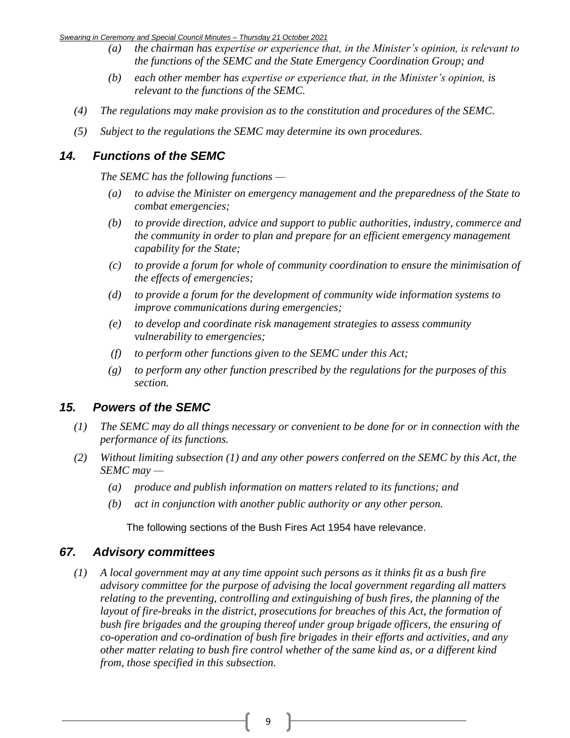*(a) the chairman has expertise or experience that, in the Minister's opinion, is relevant to the functions of the SEMC and the State Emergency Coordination Group; and*

*(b) each other member has expertise or experience that, in the Minister's opinion, is relevant to the functions of the SEMC.*

*(4) The regulations may make provision as to the constitution and procedures of the SEMC.*

*(5) Subject to the regulations the SEMC may determine its own procedures.*

## *14. Functions of the SEMC*

*The SEMC has the following functions —*

*(a) to advise the Minister on emergency management and the preparedness of the State to combat emergencies;*

*(b) to provide direction, advice and support to public authorities, industry, commerce and the community in order to plan and prepare for an efficient emergency management capability for the State;*

*(c) to provide a forum for whole of community coordination to ensure the minimisation of the effects of emergencies;*

*(d) to provide a forum for the development of community wide information systems to improve communications during emergencies;*

*(e) to develop and coordinate risk management strategies to assess community vulnerability to emergencies;*

*(f) to perform other functions given to the SEMC under this Act;*

*(g) to perform any other function prescribed by the regulations for the purposes of this section.*

## *15. Powers of the SEMC*

*(1) The SEMC may do all things necessary or convenient to be done for or in connection with the performance of its functions.*

*(2) Without limiting subsection (1) and any other powers conferred on the SEMC by this Act, the SEMC may —*

*(a) produce and publish information on matters related to its functions; and*

*(b) act in conjunction with another public authority or any other person.*

The following sections of the Bush Fires Act 1954 have relevance.

## *67. Advisory committees*

*(1) A local government may at any time appoint such persons as it thinks fit as a bush fire advisory committee for the purpose of advising the local government regarding all matters relating to the preventing, controlling and extinguishing of bush fires, the planning of the layout of fire-breaks in the district, prosecutions for breaches of this Act, the formation of bush fire brigades and the grouping thereof under group brigade officers, the ensuring of co-operation and co-ordination of bush fire brigades in their efforts and activities, and any other matter relating to bush fire control whether of the same kind as, or a different kind from, those specified in this subsection.*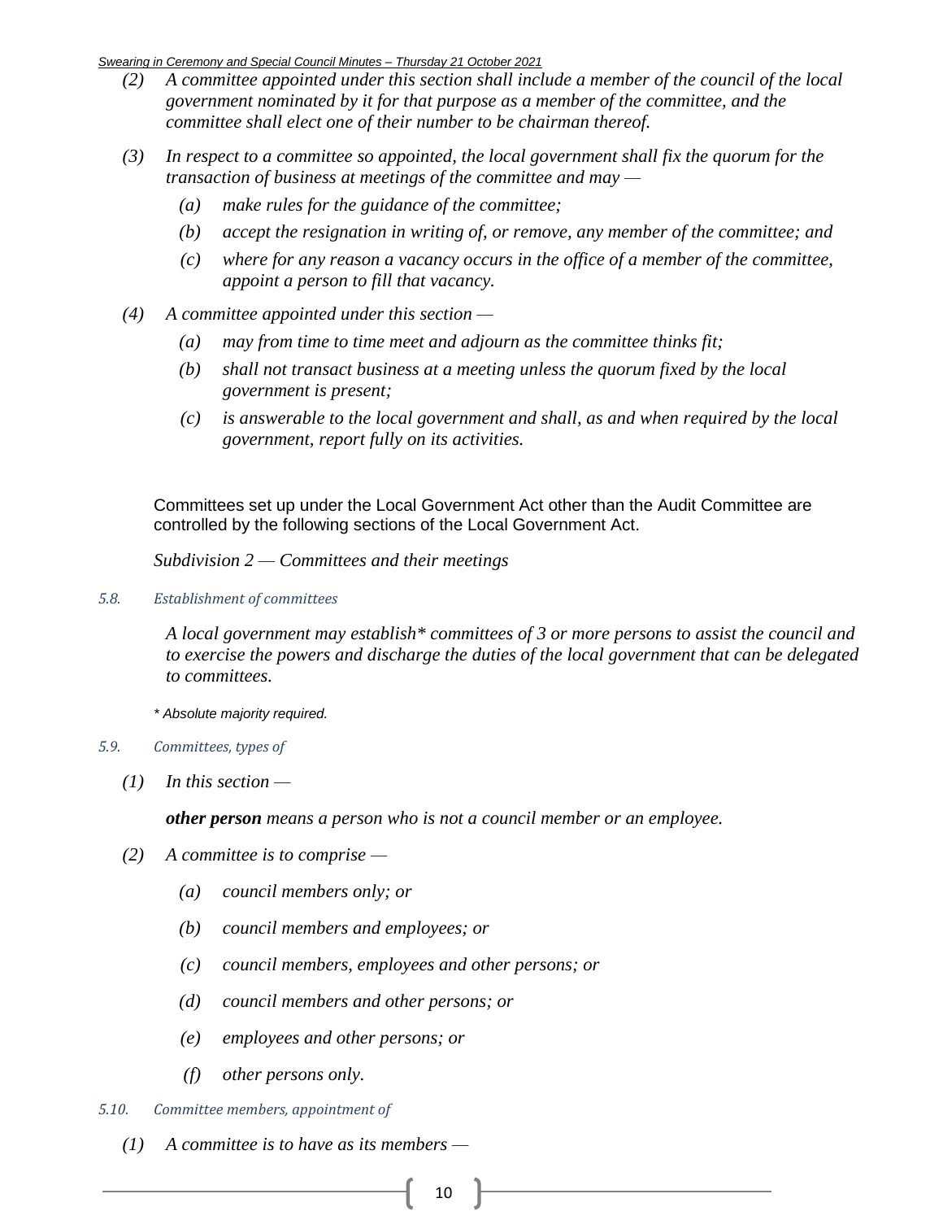*(2) A committee appointed under this section shall include a member of the council of the local government nominated by it for that purpose as a member of the committee, and the committee shall elect one of their number to be chairman thereof.*

*(3) In respect to a committee so appointed, the local government shall fix the quorum for the transaction of business at meetings of the committee and may —*

*(a) make rules for the guidance of the committee;*

*(b) accept the resignation in writing of, or remove, any member of the committee; and*

*(c) where for any reason a vacancy occurs in the office of a member of the committee, appoint a person to fill that vacancy.*

*(4) A committee appointed under this section —*

*(a) may from time to time meet and adjourn as the committee thinks fit;*

*(b) shall not transact business at a meeting unless the quorum fixed by the local government is present;*

*(c) is answerable to the local government and shall, as and when required by the local government, report fully on its activities.*

Committees set up under the Local Government Act other than the Audit Committee are controlled by the following sections of the Local Government Act.

*Subdivision 2 — Committees and their meetings*

*5.8. Establishment of committees*

*A local government may establish* committees of 3 or more persons to assist the council and to exercise the powers and discharge the duties of the local government that can be delegated to committees.*

*\* Absolute majority required.*

*5.9. Committees, types of*

*(1) In this section —*

***other person** means a person who is not a council member or an employee.*

*(2) A committee is to comprise —*

*(a) council members only; or*

*(b) council members and employees; or*

*(c) council members, employees and other persons; or*

*(d) council members and other persons; or*

*(e) employees and other persons; or*

*(f) other persons only.*

*5.10. Committee members, appointment of*

*(1) A committee is to have as its members —*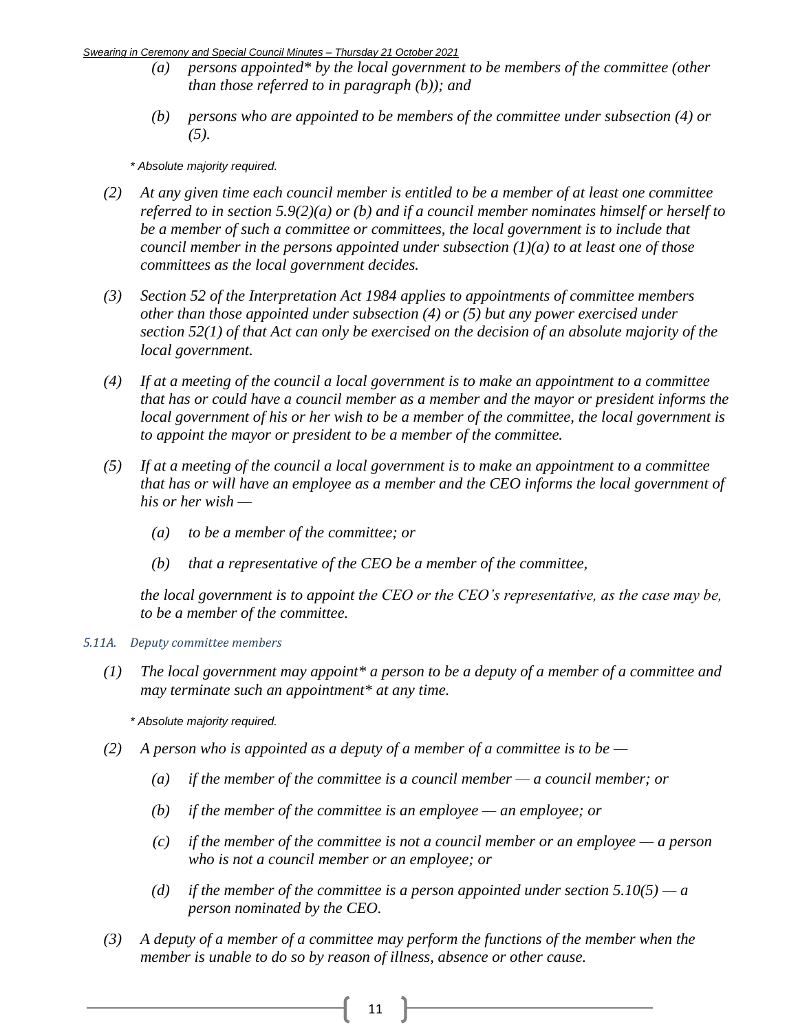*(a) persons appointed\* by the local government to be members of the committee (other than those referred to in paragraph (b)); and*

*(b) persons who are appointed to be members of the committee under subsection (4) or (5).*

*\* Absolute majority required.*

*(2) At any given time each council member is entitled to be a member of at least one committee referred to in section 5.9(2)(a) or (b) and if a council member nominates himself or herself to be a member of such a committee or committees, the local government is to include that council member in the persons appointed under subsection (1)(a) to at least one of those committees as the local government decides.*

*(3) Section 52 of the Interpretation Act 1984 applies to appointments of committee members other than those appointed under subsection (4) or (5) but any power exercised under section 52(1) of that Act can only be exercised on the decision of an absolute majority of the local government.*

*(4) If at a meeting of the council a local government is to make an appointment to a committee that has or could have a council member as a member and the mayor or president informs the local government of his or her wish to be a member of the committee, the local government is to appoint the mayor or president to be a member of the committee.*

*(5) If at a meeting of the council a local government is to make an appointment to a committee that has or will have an employee as a member and the CEO informs the local government of his or her wish —*

*(a) to be a member of the committee; or*

*(b) that a representative of the CEO be a member of the committee,*

*the local government is to appoint the CEO or the CEO's representative, as the case may be, to be a member of the committee.*

*5.11A. Deputy committee members*

*(1) The local government may appoint\* a person to be a deputy of a member of a committee and may terminate such an appointment\* at any time.*

*\* Absolute majority required.*

*(2) A person who is appointed as a deputy of a member of a committee is to be —*

*(a) if the member of the committee is a council member — a council member; or*

*(b) if the member of the committee is an employee — an employee; or*

*(c) if the member of the committee is not a council member or an employee — a person who is not a council member or an employee; or*

*(d) if the member of the committee is a person appointed under section 5.10(5) — a person nominated by the CEO.*

*(3) A deputy of a member of a committee may perform the functions of the member when the member is unable to do so by reason of illness, absence or other cause.*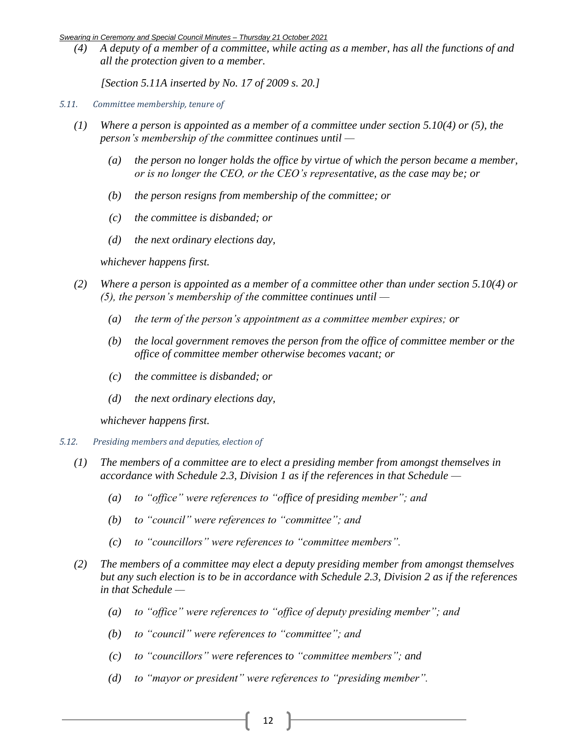*(4) A deputy of a member of a committee, while acting as a member, has all the functions of and all the protection given to a member.*

*[Section 5.11A inserted by No. 17 of 2009 s. 20.]*

*5.11. Committee membership, tenure of*

*(1) Where a person is appointed as a member of a committee under section 5.10(4) or (5), the person's membership of the committee continues until —*

*(a) the person no longer holds the office by virtue of which the person became a member, or is no longer the CEO, or the CEO's representative, as the case may be; or*

*(b) the person resigns from membership of the committee; or*

*(c) the committee is disbanded; or*

*(d) the next ordinary elections day,*

*whichever happens first.*

*(2) Where a person is appointed as a member of a committee other than under section 5.10(4) or (5), the person's membership of the committee continues until —*

*(a) the term of the person's appointment as a committee member expires; or*

*(b) the local government removes the person from the office of committee member or the office of committee member otherwise becomes vacant; or*

*(c) the committee is disbanded; or*

*(d) the next ordinary elections day,*

*whichever happens first.*

*5.12. Presiding members and deputies, election of*

*(1) The members of a committee are to elect a presiding member from amongst themselves in accordance with Schedule 2.3, Division 1 as if the references in that Schedule —*

*(a) to "office" were references to "office of presiding member"; and*

*(b) to "council" were references to "committee"; and*

*(c) to "councillors" were references to "committee members".*

*(2) The members of a committee may elect a deputy presiding member from amongst themselves but any such election is to be in accordance with Schedule 2.3, Division 2 as if the references in that Schedule —*

*(a) to "office" were references to "office of deputy presiding member"; and*

*(b) to "council" were references to "committee"; and*

*(c) to "councillors" were references to "committee members"; and*

*(d) to "mayor or president" were references to "presiding member".*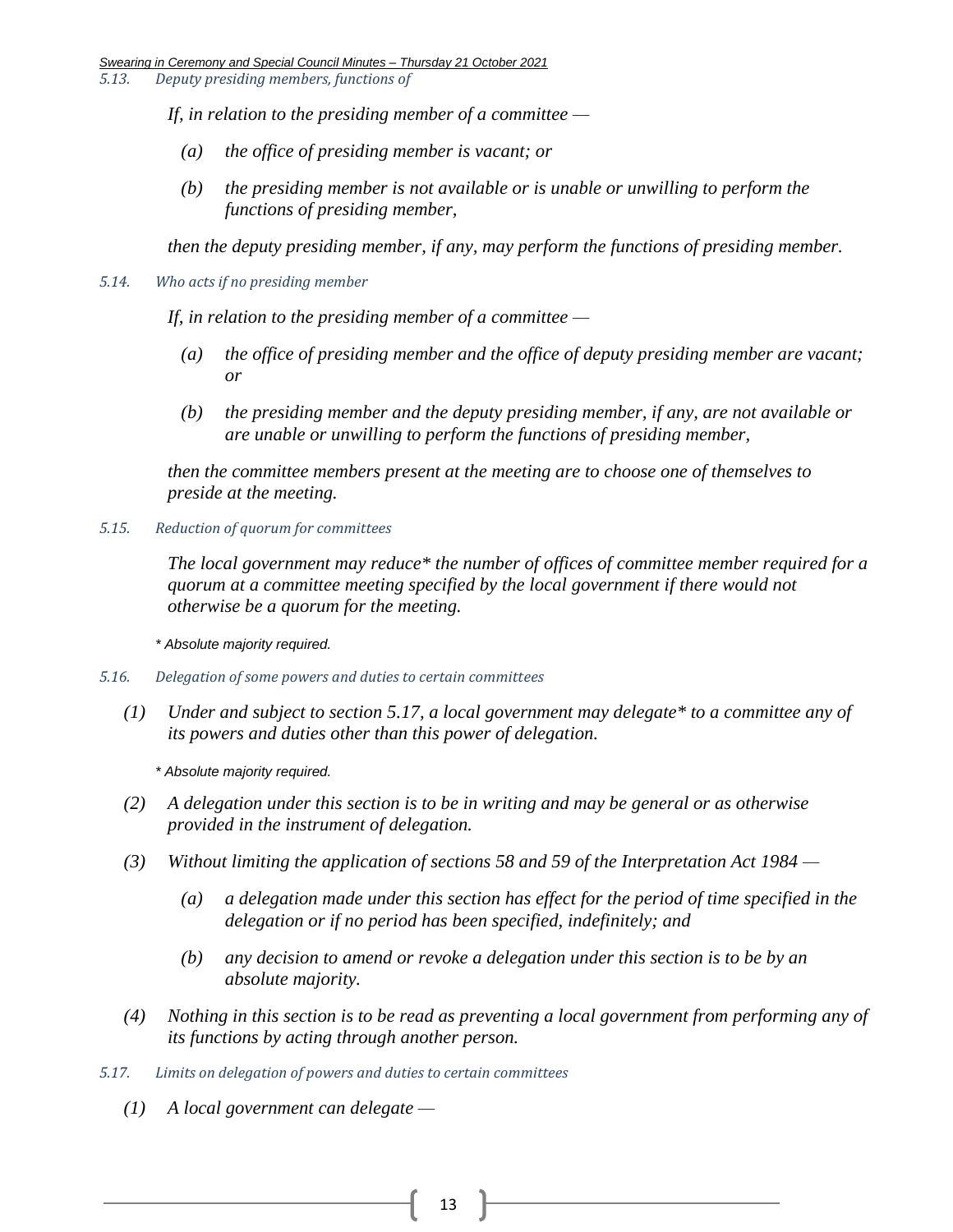*5.13. Deputy presiding members, functions of*

*If, in relation to the presiding member of a committee —*

*(a) the office of presiding member is vacant; or*

*(b) the presiding member is not available or is unable or unwilling to perform the functions of presiding member,*

*then the deputy presiding member, if any, may perform the functions of presiding member.*

*5.14. Who acts if no presiding member*

*If, in relation to the presiding member of a committee —*

*(a) the office of presiding member and the office of deputy presiding member are vacant; or*

*(b) the presiding member and the deputy presiding member, if any, are not available or are unable or unwilling to perform the functions of presiding member,*

*then the committee members present at the meeting are to choose one of themselves to preside at the meeting.*

*5.15. Reduction of quorum for committees*

*The local government may reduce* the number of offices of committee member required for a quorum at a committee meeting specified by the local government if there would not otherwise be a quorum for the meeting.*

*\* Absolute majority required.*

*5.16. Delegation of some powers and duties to certain committees*

*(1) Under and subject to section 5.17, a local government may delegate* to a committee any of its powers and duties other than this power of delegation.*

*\* Absolute majority required.*

*(2) A delegation under this section is to be in writing and may be general or as otherwise provided in the instrument of delegation.*

*(3) Without limiting the application of sections 58 and 59 of the Interpretation Act 1984 —*

*(a) a delegation made under this section has effect for the period of time specified in the delegation or if no period has been specified, indefinitely; and*

*(b) any decision to amend or revoke a delegation under this section is to be by an absolute majority.*

*(4) Nothing in this section is to be read as preventing a local government from performing any of its functions by acting through another person.*

*5.17. Limits on delegation of powers and duties to certain committees*

*(1) A local government can delegate —*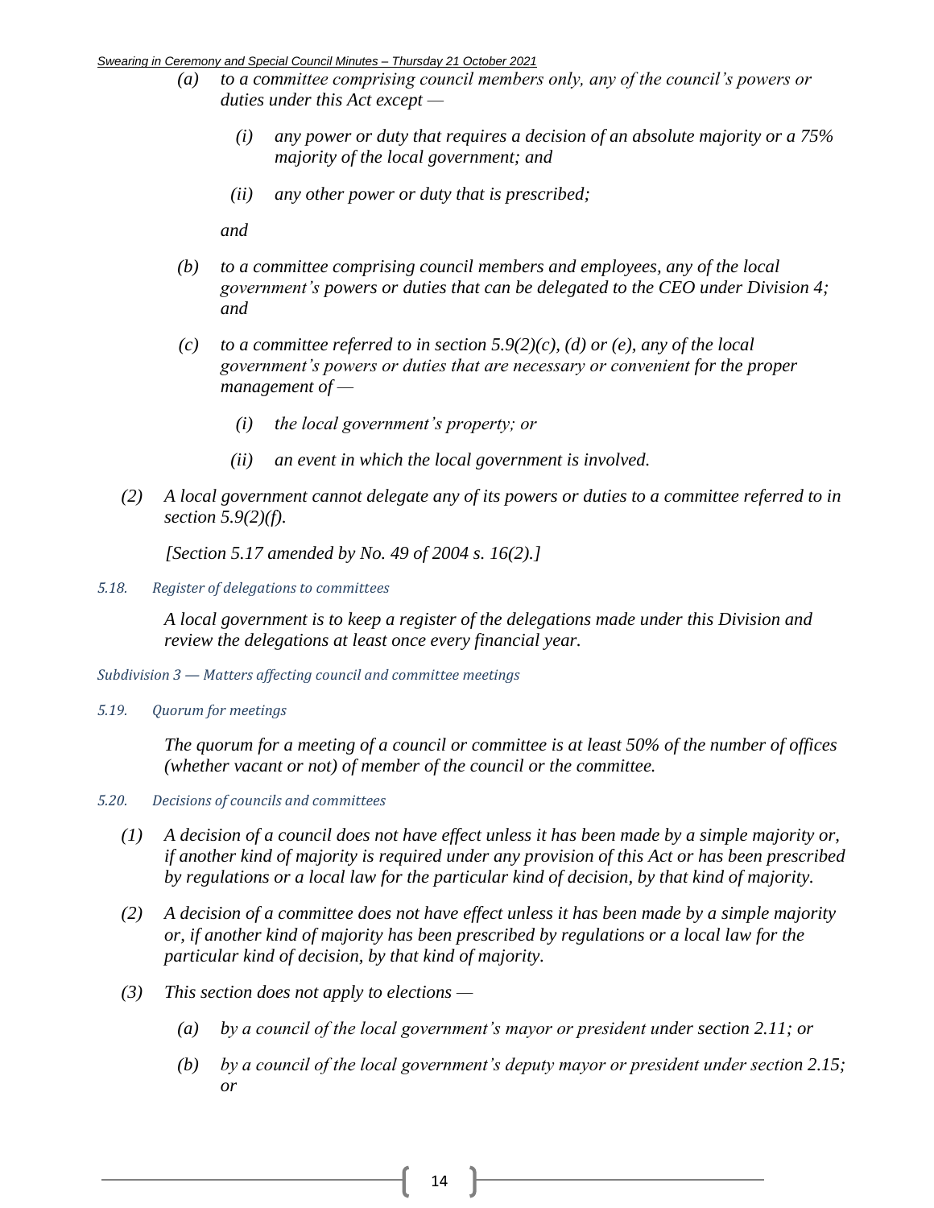*(a) to a committee comprising council members only, any of the council's powers or duties under this Act except —*

*(i) any power or duty that requires a decision of an absolute majority or a 75% majority of the local government; and*

*(ii) any other power or duty that is prescribed;*

*and*

*(b) to a committee comprising council members and employees, any of the local government's powers or duties that can be delegated to the CEO under Division 4; and*

*(c) to a committee referred to in section 5.9(2)(c), (d) or (e), any of the local government's powers or duties that are necessary or convenient for the proper management of —*

*(i) the local government's property; or*

*(ii) an event in which the local government is involved.*

*(2) A local government cannot delegate any of its powers or duties to a committee referred to in section 5.9(2)(f).*

*[Section 5.17 amended by No. 49 of 2004 s. 16(2).]*

*5.18. Register of delegations to committees*

*A local government is to keep a register of the delegations made under this Division and review the delegations at least once every financial year.*

*Subdivision 3 — Matters affecting council and committee meetings*

*5.19. Quorum for meetings*

*The quorum for a meeting of a council or committee is at least 50% of the number of offices (whether vacant or not) of member of the council or the committee.*

*5.20. Decisions of councils and committees*

*(1) A decision of a council does not have effect unless it has been made by a simple majority or, if another kind of majority is required under any provision of this Act or has been prescribed by regulations or a local law for the particular kind of decision, by that kind of majority.*

*(2) A decision of a committee does not have effect unless it has been made by a simple majority or, if another kind of majority has been prescribed by regulations or a local law for the particular kind of decision, by that kind of majority.*

*(3) This section does not apply to elections —*

*(a) by a council of the local government's mayor or president under section 2.11; or*

*(b) by a council of the local government's deputy mayor or president under section 2.15; or*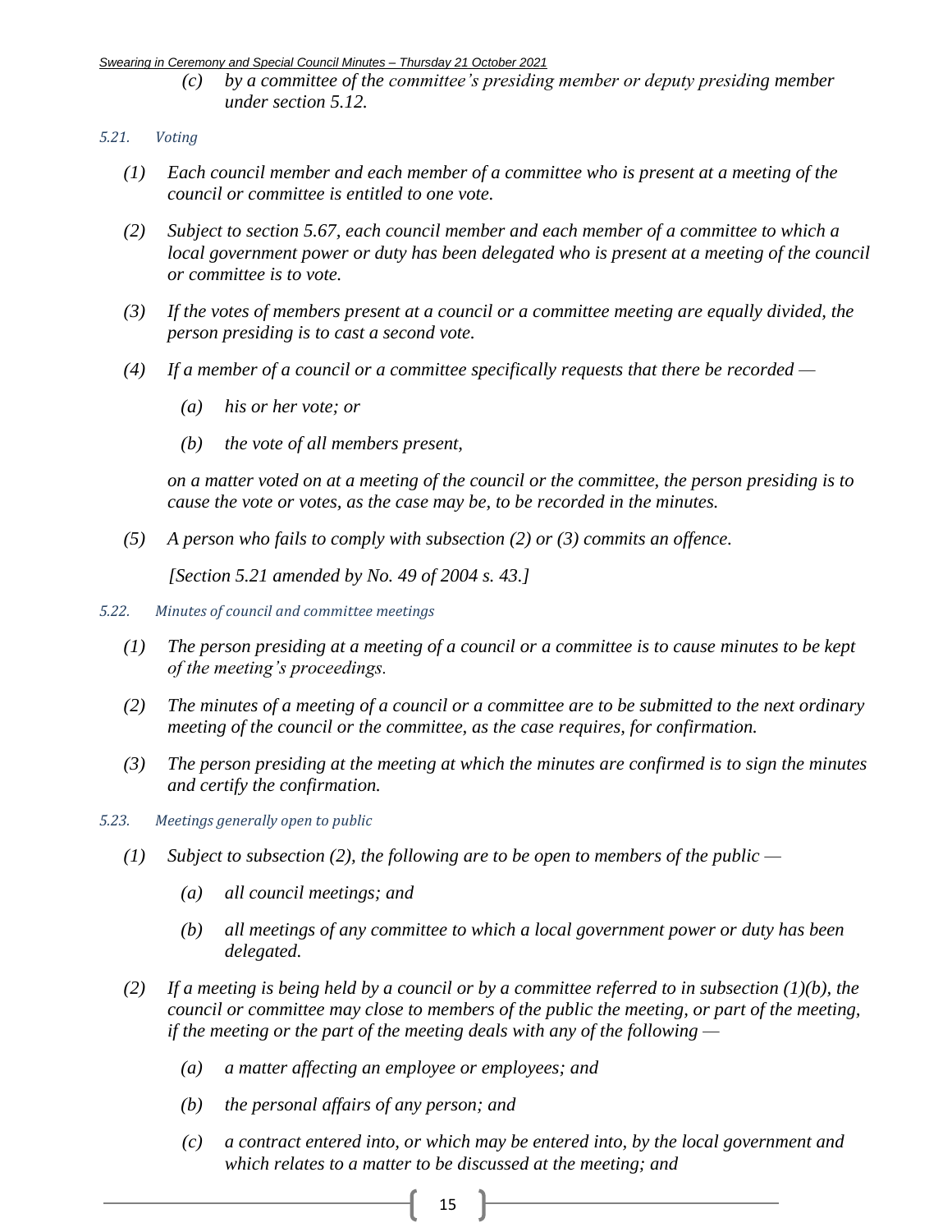*(c) by a committee of the committee's presiding member or deputy presiding member under section 5.12.*

*5.21. Voting*

*(1) Each council member and each member of a committee who is present at a meeting of the council or committee is entitled to one vote.*

*(2) Subject to section 5.67, each council member and each member of a committee to which a local government power or duty has been delegated who is present at a meeting of the council or committee is to vote.*

*(3) If the votes of members present at a council or a committee meeting are equally divided, the person presiding is to cast a second vote.*

*(4) If a member of a council or a committee specifically requests that there be recorded —*

*(a) his or her vote; or*

*(b) the vote of all members present,*

*on a matter voted on at a meeting of the council or the committee, the person presiding is to cause the vote or votes, as the case may be, to be recorded in the minutes.*

*(5) A person who fails to comply with subsection (2) or (3) commits an offence.*

*[Section 5.21 amended by No. 49 of 2004 s. 43.]*

*5.22. Minutes of council and committee meetings*

*(1) The person presiding at a meeting of a council or a committee is to cause minutes to be kept of the meeting's proceedings.*

*(2) The minutes of a meeting of a council or a committee are to be submitted to the next ordinary meeting of the council or the committee, as the case requires, for confirmation.*

*(3) The person presiding at the meeting at which the minutes are confirmed is to sign the minutes and certify the confirmation.*

*5.23. Meetings generally open to public*

*(1) Subject to subsection (2), the following are to be open to members of the public —*

*(a) all council meetings; and*

*(b) all meetings of any committee to which a local government power or duty has been delegated.*

*(2) If a meeting is being held by a council or by a committee referred to in subsection (1)(b), the council or committee may close to members of the public the meeting, or part of the meeting, if the meeting or the part of the meeting deals with any of the following —*

*(a) a matter affecting an employee or employees; and*

*(b) the personal affairs of any person; and*

*(c) a contract entered into, or which may be entered into, by the local government and which relates to a matter to be discussed at the meeting; and*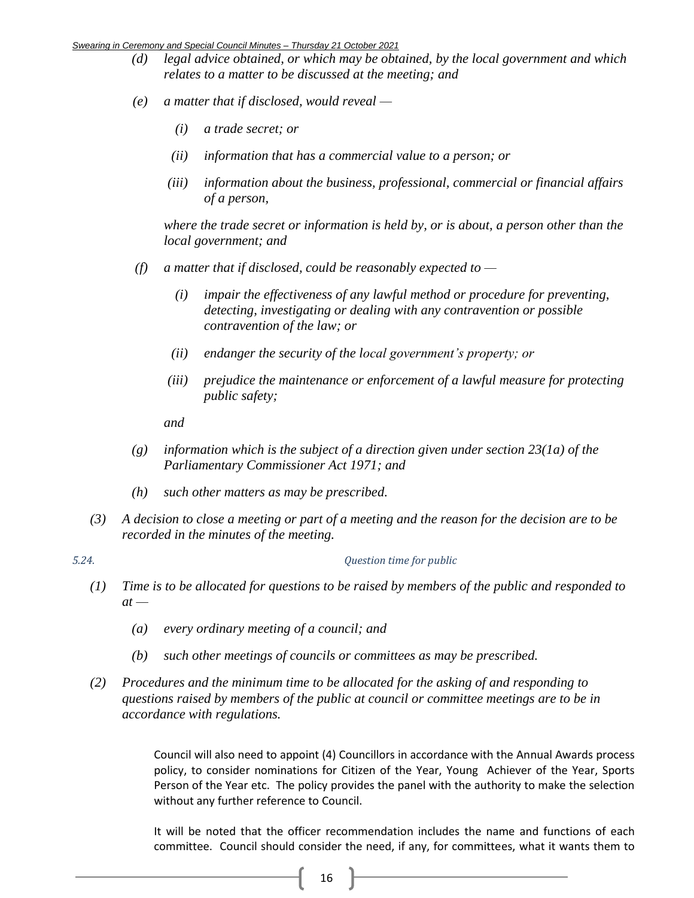*(d) legal advice obtained, or which may be obtained, by the local government and which relates to a matter to be discussed at the meeting; and*

*(e) a matter that if disclosed, would reveal —*

*(i) a trade secret; or*

*(ii) information that has a commercial value to a person; or*

*(iii) information about the business, professional, commercial or financial affairs of a person,*

*where the trade secret or information is held by, or is about, a person other than the local government; and*

*(f) a matter that if disclosed, could be reasonably expected to —*

*(i) impair the effectiveness of any lawful method or procedure for preventing, detecting, investigating or dealing with any contravention or possible contravention of the law; or*

*(ii) endanger the security of the local government's property; or*

*(iii) prejudice the maintenance or enforcement of a lawful measure for protecting public safety;*

*and*

*(g) information which is the subject of a direction given under section 23(1a) of the Parliamentary Commissioner Act 1971; and*

*(h) such other matters as may be prescribed.*

*(3) A decision to close a meeting or part of a meeting and the reason for the decision are to be recorded in the minutes of the meeting.*

*5.24. Question time for public*

*(1) Time is to be allocated for questions to be raised by members of the public and responded to at —*

*(a) every ordinary meeting of a council; and*

*(b) such other meetings of councils or committees as may be prescribed.*

*(2) Procedures and the minimum time to be allocated for the asking of and responding to questions raised by members of the public at council or committee meetings are to be in accordance with regulations.*

Council will also need to appoint (4) Councillors in accordance with the Annual Awards process policy, to consider nominations for Citizen of the Year, Young Achiever of the Year, Sports Person of the Year etc. The policy provides the panel with the authority to make the selection without any further reference to Council.

It will be noted that the officer recommendation includes the name and functions of each committee. Council should consider the need, if any, for committees, what it wants them to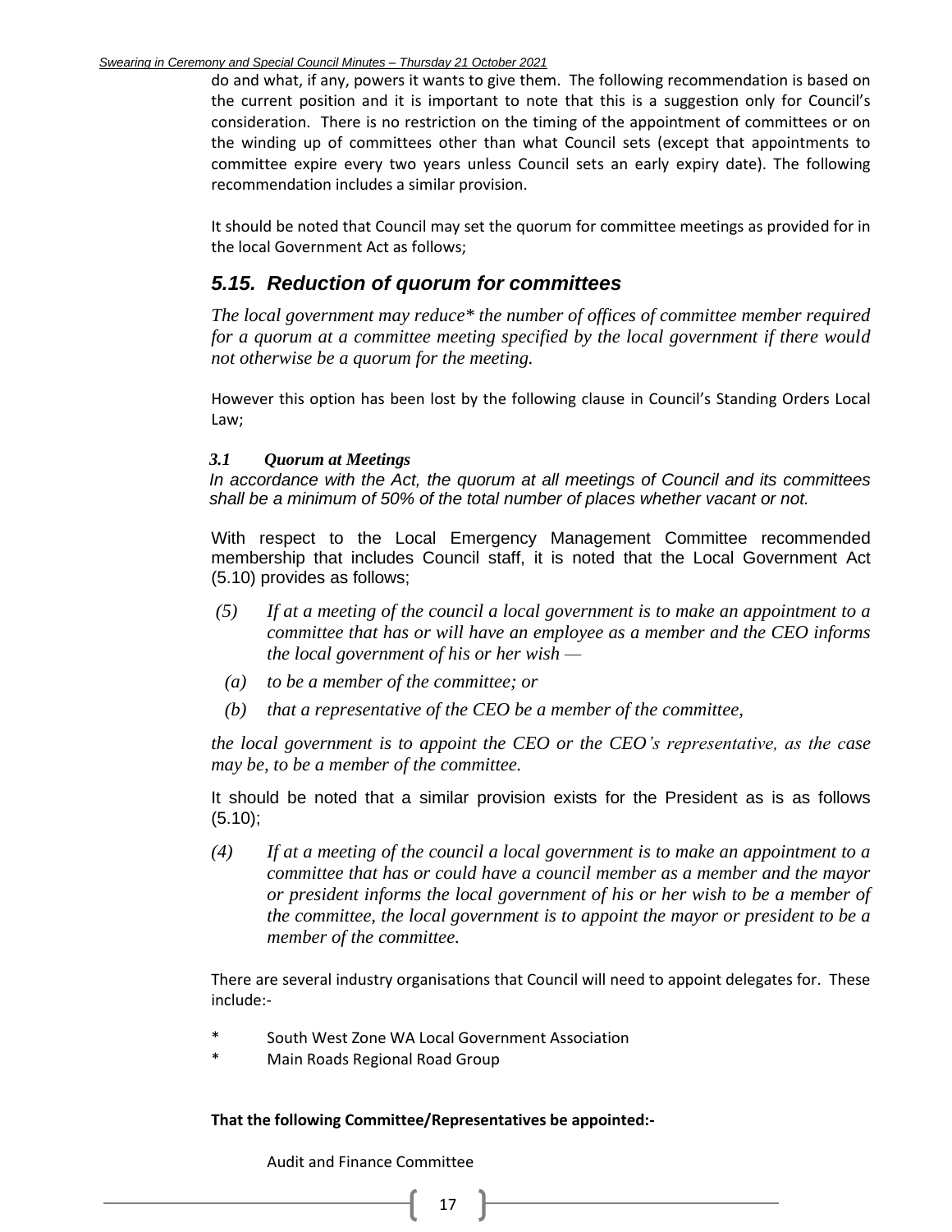do and what, if any, powers it wants to give them. The following recommendation is based on the current position and it is important to note that this is a suggestion only for Council's consideration. There is no restriction on the timing of the appointment of committees or on the winding up of committees other than what Council sets (except that appointments to committee expire every two years unless Council sets an early expiry date). The following recommendation includes a similar provision.

It should be noted that Council may set the quorum for committee meetings as provided for in the local Government Act as follows;

## *5.15. Reduction of quorum for committees*

*The local government may reduce\* the number of offices of committee member required for a quorum at a committee meeting specified by the local government if there would not otherwise be a quorum for the meeting.*

However this option has been lost by the following clause in Council's Standing Orders Local Law;

***3.1 Quorum at Meetings***

*In accordance with the Act, the quorum at all meetings of Council and its committees shall be a minimum of 50% of the total number of places whether vacant or not.*

With respect to the Local Emergency Management Committee recommended membership that includes Council staff, it is noted that the Local Government Act (5.10) provides as follows;

*(5) If at a meeting of the council a local government is to make an appointment to a committee that has or will have an employee as a member and the CEO informs the local government of his or her wish —*

*(a) to be a member of the committee; or*

*(b) that a representative of the CEO be a member of the committee,*

*the local government is to appoint the CEO or the CEO's representative, as the case may be, to be a member of the committee.*

It should be noted that a similar provision exists for the President as is as follows (5.10);

*(4) If at a meeting of the council a local government is to make an appointment to a committee that has or could have a council member as a member and the mayor or president informs the local government of his or her wish to be a member of the committee, the local government is to appoint the mayor or president to be a member of the committee.*

There are several industry organisations that Council will need to appoint delegates for. These include:-

* South West Zone WA Local Government Association
* Main Roads Regional Road Group

**That the following Committee/Representatives be appointed:-**

Audit and Finance Committee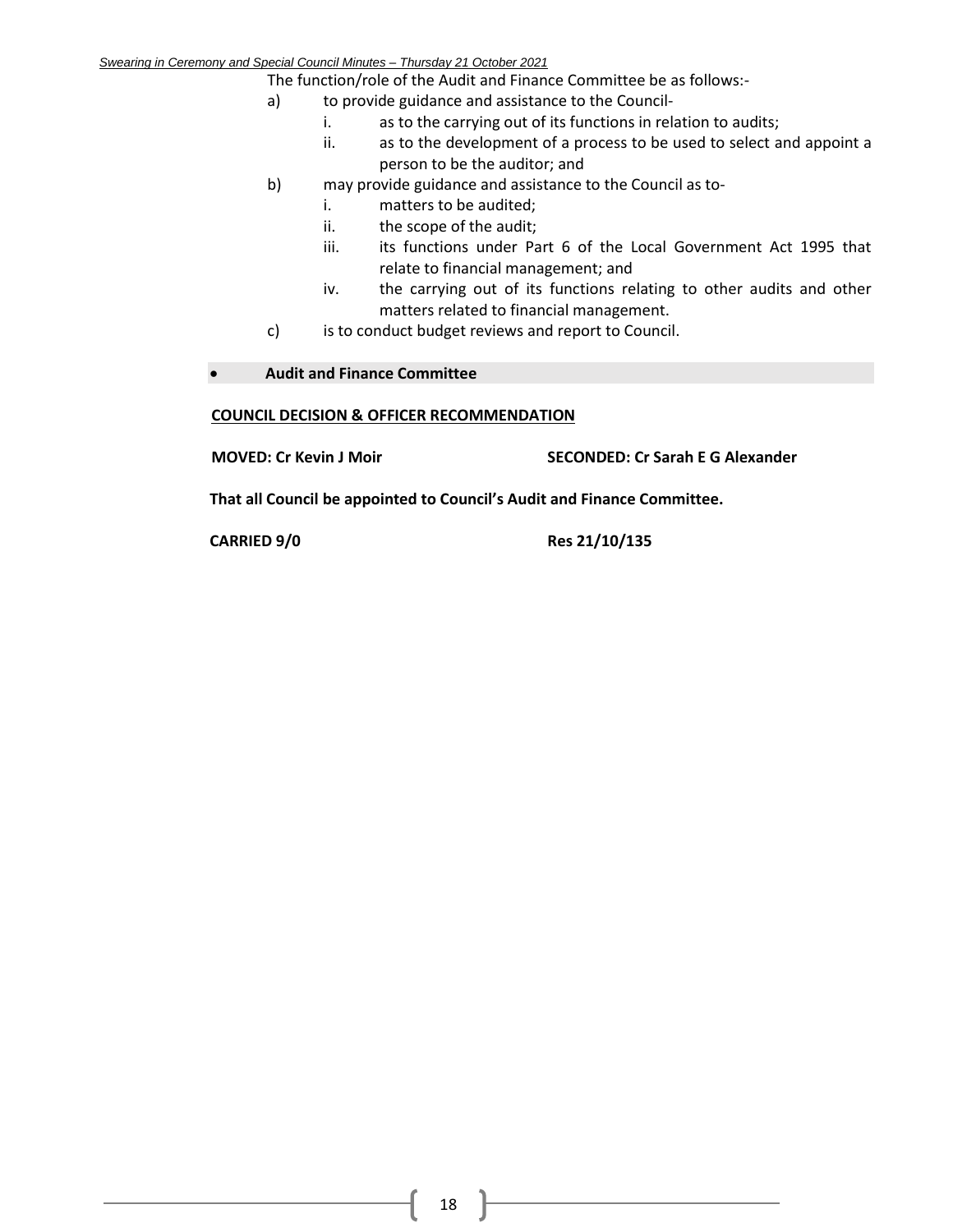The function/role of the Audit and Finance Committee be as follows:-

a) to provide guidance and assistance to the Council-
   i. as to the carrying out of its functions in relation to audits;
   ii. as to the development of a process to be used to select and appoint a person to be the auditor; and
b) may provide guidance and assistance to the Council as to-
   i. matters to be audited;
   ii. the scope of the audit;
   iii. its functions under Part 6 of the Local Government Act 1995 that relate to financial management; and
   iv. the carrying out of its functions relating to other audits and other matters related to financial management.
c) is to conduct budget reviews and report to Council.

- **Audit and Finance Committee**

**COUNCIL DECISION & OFFICER RECOMMENDATION**

**MOVED: Cr Kevin J Moir** **SECONDED: Cr Sarah E G Alexander**

**That all Council be appointed to Council's Audit and Finance Committee.**

**CARRIED 9/0** **Res 21/10/135**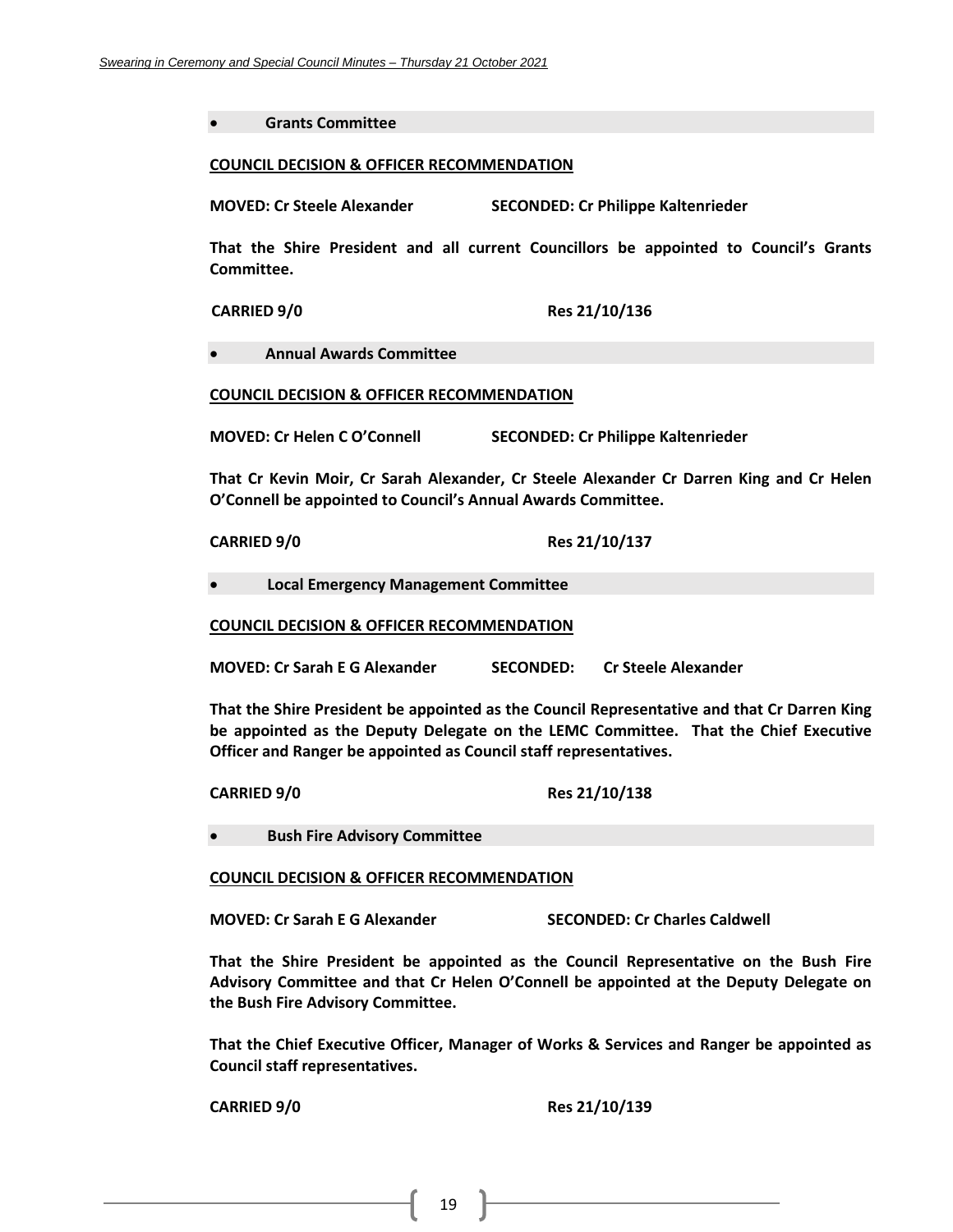- **Grants Committee**

**COUNCIL DECISION & OFFICER RECOMMENDATION**

**MOVED: Cr Steele Alexander SECONDED: Cr Philippe Kaltenrieder**

**That the Shire President and all current Councillors be appointed to Council's Grants Committee.**

**CARRIED 9/0 Res 21/10/136**

- **Annual Awards Committee**

**COUNCIL DECISION & OFFICER RECOMMENDATION**

**MOVED: Cr Helen C O'Connell SECONDED: Cr Philippe Kaltenrieder**

**That Cr Kevin Moir, Cr Sarah Alexander, Cr Steele Alexander Cr Darren King and Cr Helen O'Connell be appointed to Council's Annual Awards Committee.**

**CARRIED 9/0 Res 21/10/137**

- **Local Emergency Management Committee**

**COUNCIL DECISION & OFFICER RECOMMENDATION**

**MOVED: Cr Sarah E G Alexander SECONDED: Cr Steele Alexander**

**That the Shire President be appointed as the Council Representative and that Cr Darren King be appointed as the Deputy Delegate on the LEMC Committee. That the Chief Executive Officer and Ranger be appointed as Council staff representatives.**

**CARRIED 9/0 Res 21/10/138**

- **Bush Fire Advisory Committee**

**COUNCIL DECISION & OFFICER RECOMMENDATION**

**MOVED: Cr Sarah E G Alexander SECONDED: Cr Charles Caldwell**

**That the Shire President be appointed as the Council Representative on the Bush Fire Advisory Committee and that Cr Helen O'Connell be appointed at the Deputy Delegate on the Bush Fire Advisory Committee.**

**That the Chief Executive Officer, Manager of Works & Services and Ranger be appointed as Council staff representatives.**

**CARRIED 9/0 Res 21/10/139**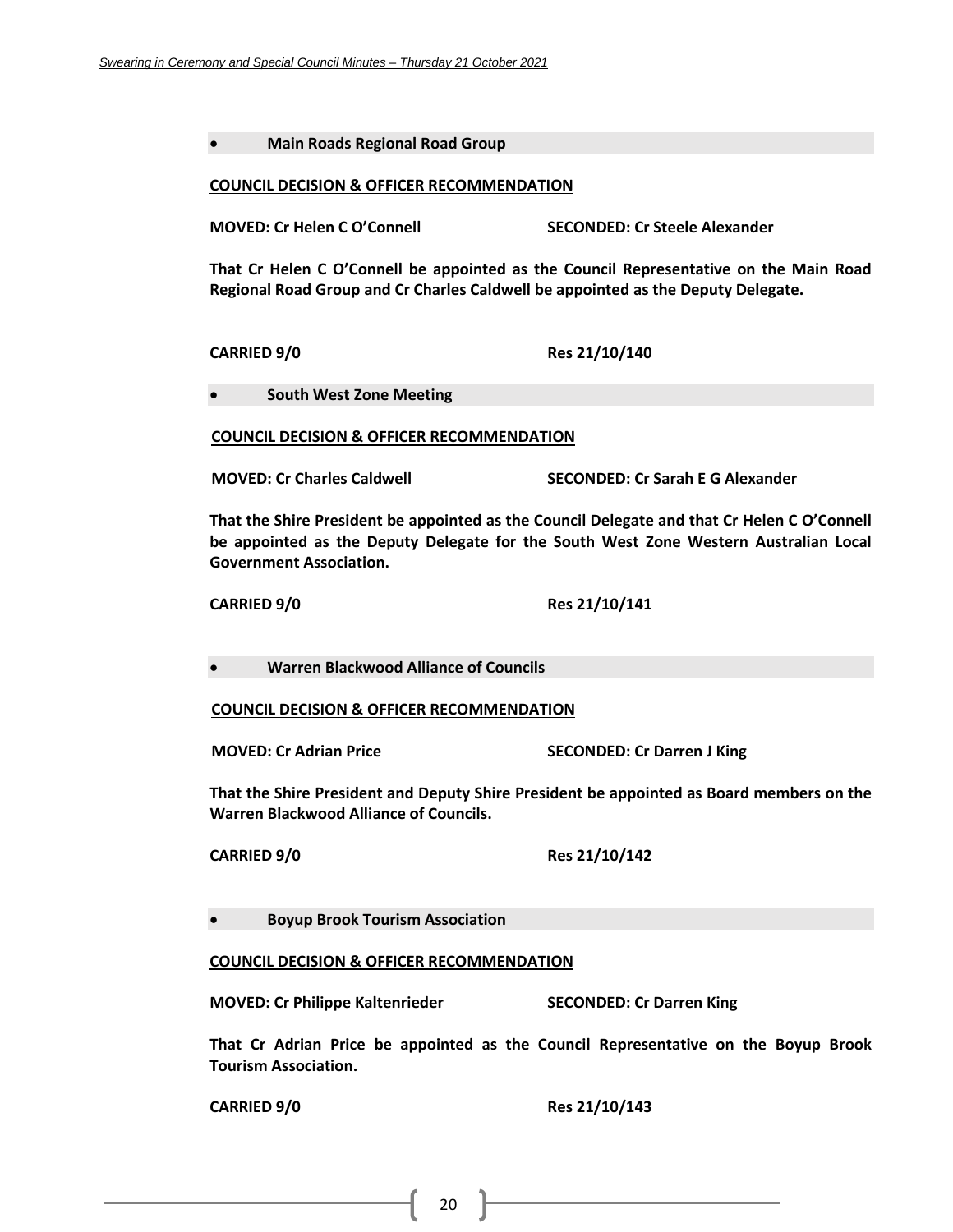- **Main Roads Regional Road Group**

**COUNCIL DECISION & OFFICER RECOMMENDATION**

**MOVED: Cr Helen C O'Connell SECONDED: Cr Steele Alexander**

**That Cr Helen C O'Connell be appointed as the Council Representative on the Main Road Regional Road Group and Cr Charles Caldwell be appointed as the Deputy Delegate.**

**CARRIED 9/0 Res 21/10/140**

- **South West Zone Meeting**

**COUNCIL DECISION & OFFICER RECOMMENDATION**

**MOVED: Cr Charles Caldwell SECONDED: Cr Sarah E G Alexander**

**That the Shire President be appointed as the Council Delegate and that Cr Helen C O'Connell be appointed as the Deputy Delegate for the South West Zone Western Australian Local Government Association.**

**CARRIED 9/0 Res 21/10/141**

- **Warren Blackwood Alliance of Councils**

**COUNCIL DECISION & OFFICER RECOMMENDATION**

**MOVED: Cr Adrian Price SECONDED: Cr Darren J King**

**That the Shire President and Deputy Shire President be appointed as Board members on the Warren Blackwood Alliance of Councils.**

**CARRIED 9/0 Res 21/10/142**

- **Boyup Brook Tourism Association**

**COUNCIL DECISION & OFFICER RECOMMENDATION**

**MOVED: Cr Philippe Kaltenrieder SECONDED: Cr Darren King**

**That Cr Adrian Price be appointed as the Council Representative on the Boyup Brook Tourism Association.**

**CARRIED 9/0 Res 21/10/143**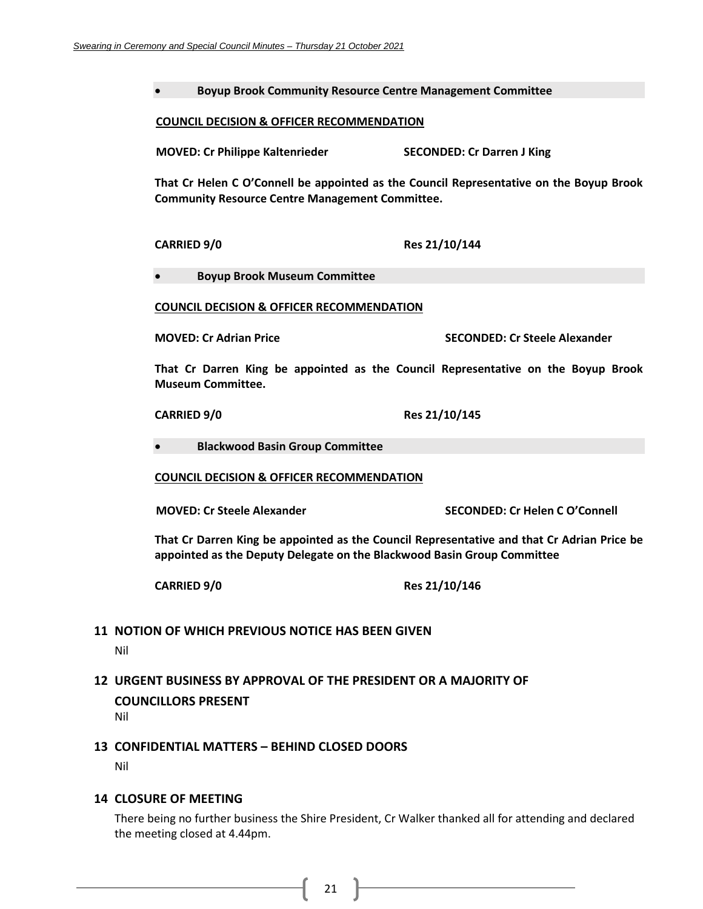- **Boyup Brook Community Resource Centre Management Committee**

**COUNCIL DECISION & OFFICER RECOMMENDATION**

**MOVED: Cr Philippe Kaltenrieder SECONDED: Cr Darren J King**

**That Cr Helen C O'Connell be appointed as the Council Representative on the Boyup Brook Community Resource Centre Management Committee.**

**CARRIED 9/0 Res 21/10/144**

- **Boyup Brook Museum Committee**

**COUNCIL DECISION & OFFICER RECOMMENDATION**

**MOVED: Cr Adrian Price SECONDED: Cr Steele Alexander**

**That Cr Darren King be appointed as the Council Representative on the Boyup Brook Museum Committee.**

**CARRIED 9/0 Res 21/10/145**

- **Blackwood Basin Group Committee**

**COUNCIL DECISION & OFFICER RECOMMENDATION**

**MOVED: Cr Steele Alexander SECONDED: Cr Helen C O'Connell**

**That Cr Darren King be appointed as the Council Representative and that Cr Adrian Price be appointed as the Deputy Delegate on the Blackwood Basin Group Committee**

**CARRIED 9/0 Res 21/10/146**

## 11 NOTION OF WHICH PREVIOUS NOTICE HAS BEEN GIVEN

Nil

## 12 URGENT BUSINESS BY APPROVAL OF THE PRESIDENT OR A MAJORITY OF COUNCILLORS PRESENT

Nil

## 13 CONFIDENTIAL MATTERS – BEHIND CLOSED DOORS

Nil

## 14 CLOSURE OF MEETING

There being no further business the Shire President, Cr Walker thanked all for attending and declared the meeting closed at 4.44pm.